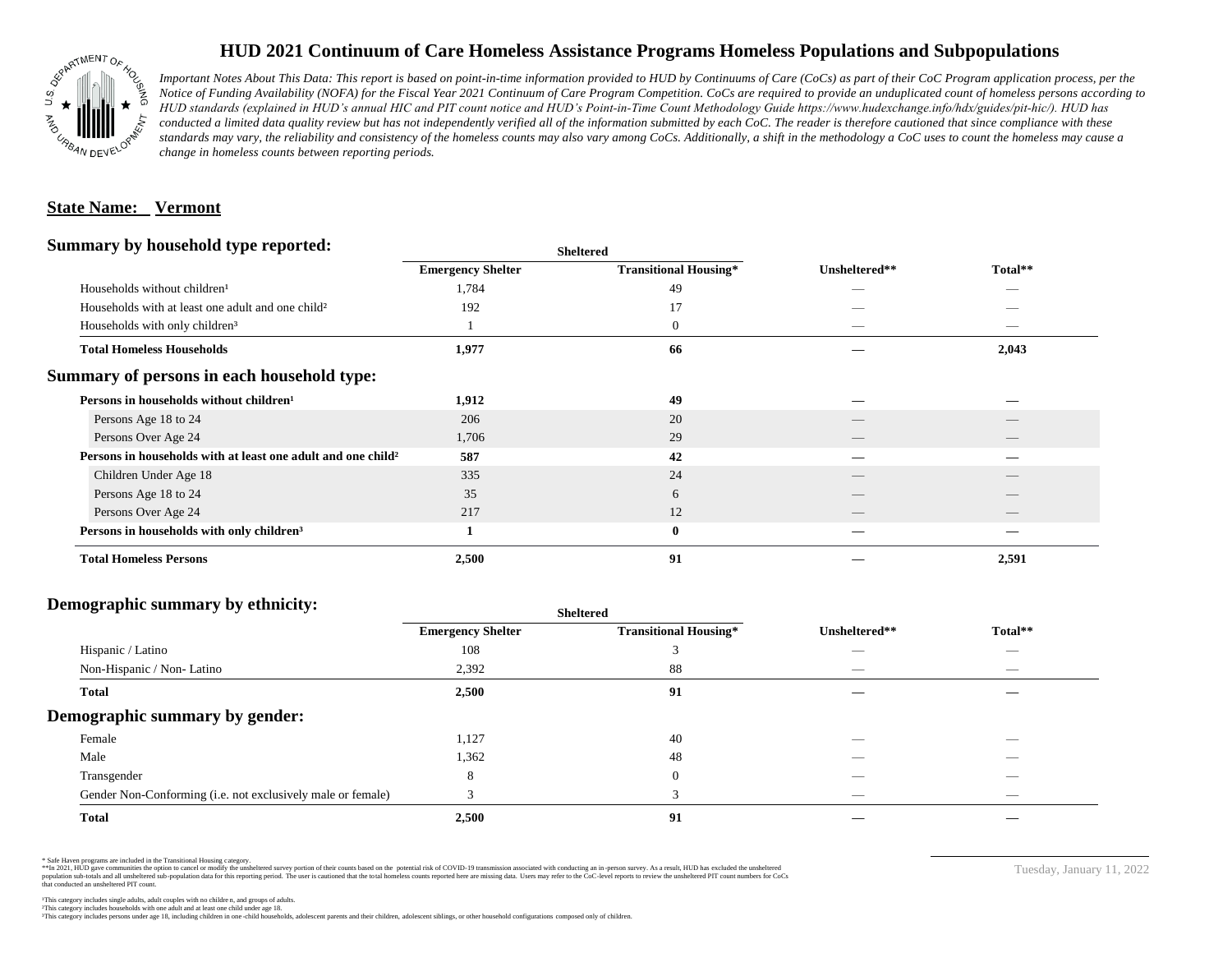# HUD 2021 Continuum of Care Homeless Assistance Programs Homeless Populations and Subpopulations

*Important Notes About This Data: This report is based on point-in-time information provided to HUD by Continuums of Care (CoCs) as part of their CoC Program application process, per the Notice of Funding Availability (NOFA) for the Fiscal Year 2021 Continuum of Care Program Competition. CoCs are required to provide an unduplicated count of homeless persons according to HUD standards (explained in HUD's annual HIC and PIT count notice and HUD's Point-in-Time Count Methodology Guide https://www.hudexchange.info/hdx/guides/pit-hic/). HUD has conducted a limited data quality review but has not independently verified all of the information submitted by each CoC. The reader is therefore cautioned that since compliance with these standards may vary, the reliability and consistency of the homeless counts may also vary among CoCs. Additionally, a shift in the methodology a CoC uses to count the homeless may cause a change in homeless counts between reporting periods.*

## State Name: Vermont

### Summary by household type reported:

| | Sheltered | | | |
|---|---|---|---|---|
| | Emergency Shelter | Transitional Housing* | Unsheltered** | Total** |
| Households without children¹ | 1,784 | 49 | — | — |
| Households with at least one adult and one child² | 192 | 17 | — | — |
| Households with only children³ | 1 | 0 | — | — |
| **Total Homeless Households** | **1,977** | **66** | **—** | **2,043** |

### Summary of persons in each household type:

| | Emergency Shelter | Transitional Housing* | Unsheltered** | Total** |
|---|---|---|---|---|
| **Persons in households without children¹** | **1,912** | **49** | **—** | **—** |
| Persons Age 18 to 24 | 206 | 20 | — | — |
| Persons Over Age 24 | 1,706 | 29 | — | — |
| **Persons in households with at least one adult and one child²** | **587** | **42** | **—** | **—** |
| Children Under Age 18 | 335 | 24 | — | — |
| Persons Age 18 to 24 | 35 | 6 | — | — |
| Persons Over Age 24 | 217 | 12 | — | — |
| **Persons in households with only children³** | **1** | **0** | **—** | **—** |
| **Total Homeless Persons** | **2,500** | **91** | **—** | **2,591** |

### Demographic summary by ethnicity:

| | Sheltered | | | |
|---|---|---|---|---|
| | Emergency Shelter | Transitional Housing* | Unsheltered** | Total** |
| Hispanic / Latino | 108 | 3 | — | — |
| Non-Hispanic / Non- Latino | 2,392 | 88 | — | — |
| **Total** | **2,500** | **91** | **—** | **—** |

### Demographic summary by gender:

| | Emergency Shelter | Transitional Housing* | Unsheltered** | Total** |
|---|---|---|---|---|
| Female | 1,127 | 40 | — | — |
| Male | 1,362 | 48 | — | — |
| Transgender | 8 | 0 | — | — |
| Gender Non-Conforming (i.e. not exclusively male or female) | 3 | 3 | — | — |
| **Total** | **2,500** | **91** | **—** | **—** |

\* Safe Haven programs are included in the Transitional Housing category.
\*\*In 2021, HUD gave communities the option to cancel or modify the unsheltered survey portion of their counts based on the potential risk of COVID-19 transmission associated with conducting an in-person survey. As a result, HUD has excluded the unsheltered population sub-totals and all unsheltered sub-population data for this reporting period. The user is cautioned that the total homeless counts reported here are missing data. Users may refer to the CoC-level reports to review the unsheltered PIT count numbers for CoCs that conducted an unsheltered PIT count.

¹This category includes single adults, adult couples with no children, and groups of adults.
²This category includes households with one adult and at least one child under age 18.
³This category includes persons under age 18, including children in one-child households, adolescent parents and their children, adolescent siblings, or other household configurations composed only of children.

Tuesday, January 11, 2022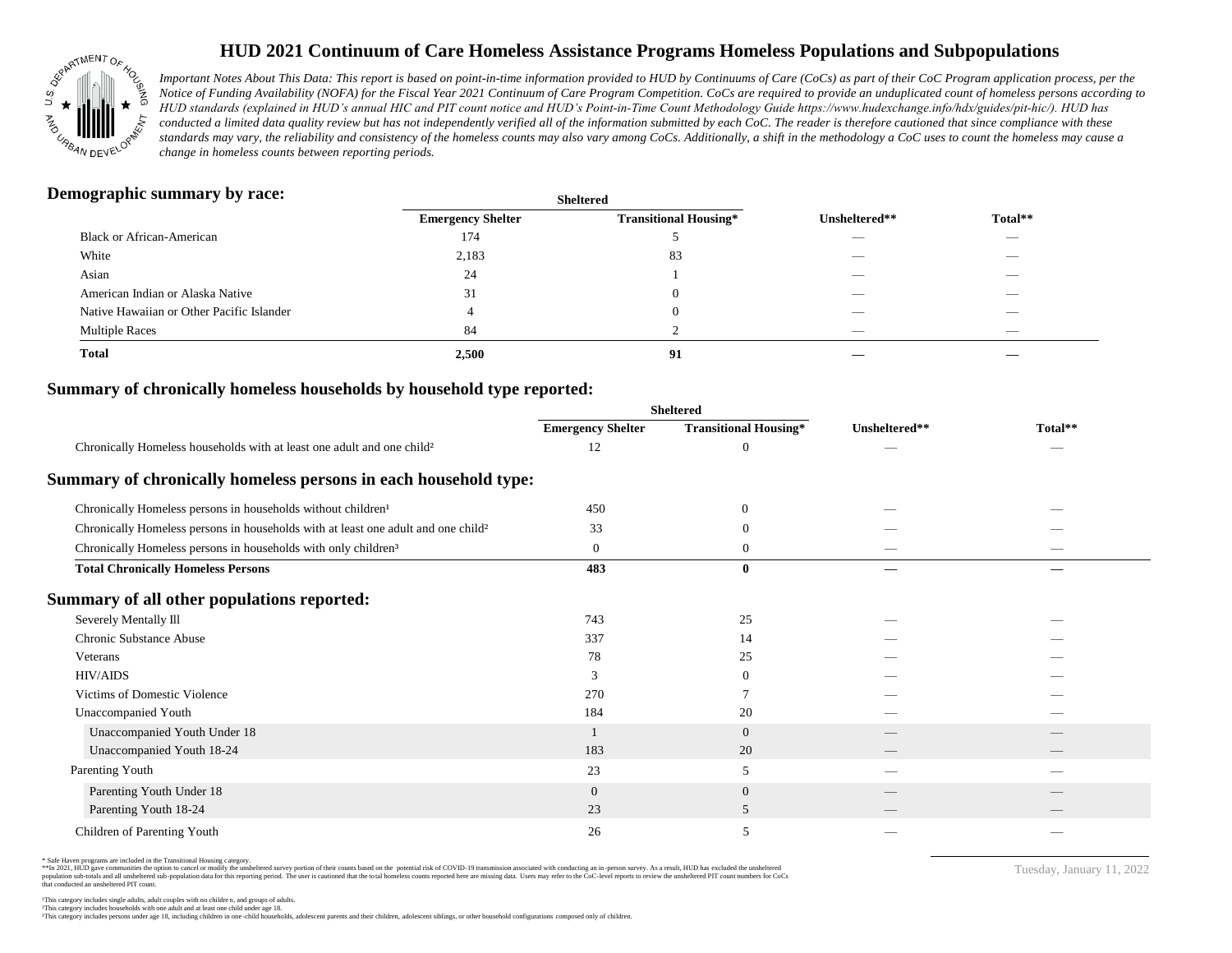# HUD 2021 Continuum of Care Homeless Assistance Programs Homeless Populations and Subpopulations

*Important Notes About This Data: This report is based on point-in-time information provided to HUD by Continuums of Care (CoCs) as part of their CoC Program application process, per the Notice of Funding Availability (NOFA) for the Fiscal Year 2021 Continuum of Care Program Competition. CoCs are required to provide an unduplicated count of homeless persons according to HUD standards (explained in HUD's annual HIC and PIT count notice and HUD's Point-in-Time Count Methodology Guide https://www.hudexchange.info/hdx/guides/pit-hic/). HUD has conducted a limited data quality review but has not independently verified all of the information submitted by each CoC. The reader is therefore cautioned that since compliance with these standards may vary, the reliability and consistency of the homeless counts may also vary among CoCs. Additionally, a shift in the methodology a CoC uses to count the homeless may cause a change in homeless counts between reporting periods.*

## Demographic summary by race:

| | Sheltered | | | |
|---|---|---|---|---|
| | **Emergency Shelter** | **Transitional Housing*** | **Unsheltered**** | **Total**** |
| Black or African-American | 174 | 5 | — | — |
| White | 2,183 | 83 | — | — |
| Asian | 24 | 1 | — | — |
| American Indian or Alaska Native | 31 | 0 | — | — |
| Native Hawaiian or Other Pacific Islander | 4 | 0 | — | — |
| Multiple Races | 84 | 2 | — | — |
| **Total** | **2,500** | **91** | **—** | **—** |

## Summary of chronically homeless households by household type reported:

| | Sheltered | | | |
|---|---|---|---|---|
| | **Emergency Shelter** | **Transitional Housing*** | **Unsheltered**** | **Total**** |
| Chronically Homeless households with at least one adult and one child[2] | 12 | 0 | — | — |

## Summary of chronically homeless persons in each household type:

| | Emergency Shelter | Transitional Housing* | Unsheltered** | Total** |
|---|---|---|---|---|
| Chronically Homeless persons in households without children[1] | 450 | 0 | — | — |
| Chronically Homeless persons in households with at least one adult and one child[2] | 33 | 0 | — | — |
| Chronically Homeless persons in households with only children[3] | 0 | 0 | — | — |
| **Total Chronically Homeless Persons** | **483** | **0** | **—** | **—** |

## Summary of all other populations reported:

| | Emergency Shelter | Transitional Housing* | Unsheltered** | Total** |
|---|---|---|---|---|
| Severely Mentally Ill | 743 | 25 | — | — |
| Chronic Substance Abuse | 337 | 14 | — | — |
| Veterans | 78 | 25 | — | — |
| HIV/AIDS | 3 | 0 | — | — |
| Victims of Domestic Violence | 270 | 7 | — | — |
| Unaccompanied Youth | 184 | 20 | — | — |
| Unaccompanied Youth Under 18 | 1 | 0 | — | — |
| Unaccompanied Youth 18-24 | 183 | 20 | — | — |
| Parenting Youth | 23 | 5 | — | — |
| Parenting Youth Under 18 | 0 | 0 | — | — |
| Parenting Youth 18-24 | 23 | 5 | — | — |
| Children of Parenting Youth | 26 | 5 | — | — |

* Safe Haven programs are included in the Transitional Housing category.
**In 2021, HUD gave communities the option to cancel or modify the unsheltered survey portion of their counts based on the potential risk of COVID-19 transmission associated with conducting an in-person survey. As a result, HUD has excluded the unsheltered population sub-totals and all unsheltered sub-population data for this reporting period. The user is cautioned that the total homeless counts reported here are missing data. Users may refer to the CoC-level reports to review the unsheltered PIT count numbers for CoCs that conducted an unsheltered PIT count.

[1]This category includes single adults, adult couples with no children, and groups of adults.
[2]This category includes households with one adult and at least one child under age 18.
[3]This category includes persons under age 18, including children in one-child households, adolescent parents and their children, adolescent siblings, or other household configurations composed only of children.

Tuesday, January 11, 2022